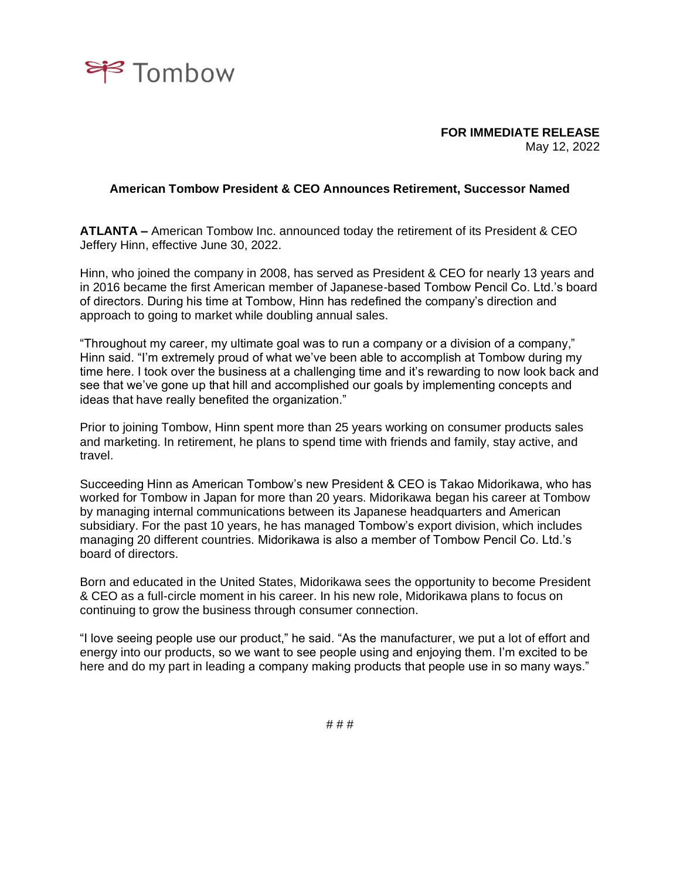Tombow

**FOR IMMEDIATE RELEASE**
May 12, 2022

## American Tombow President & CEO Announces Retirement, Successor Named

**ATLANTA –** American Tombow Inc. announced today the retirement of its President & CEO Jeffery Hinn, effective June 30, 2022.

Hinn, who joined the company in 2008, has served as President & CEO for nearly 13 years and in 2016 became the first American member of Japanese-based Tombow Pencil Co. Ltd.'s board of directors. During his time at Tombow, Hinn has redefined the company's direction and approach to going to market while doubling annual sales.

"Throughout my career, my ultimate goal was to run a company or a division of a company," Hinn said. "I'm extremely proud of what we've been able to accomplish at Tombow during my time here. I took over the business at a challenging time and it's rewarding to now look back and see that we've gone up that hill and accomplished our goals by implementing concepts and ideas that have really benefited the organization."

Prior to joining Tombow, Hinn spent more than 25 years working on consumer products sales and marketing. In retirement, he plans to spend time with friends and family, stay active, and travel.

Succeeding Hinn as American Tombow's new President & CEO is Takao Midorikawa, who has worked for Tombow in Japan for more than 20 years. Midorikawa began his career at Tombow by managing internal communications between its Japanese headquarters and American subsidiary. For the past 10 years, he has managed Tombow's export division, which includes managing 20 different countries. Midorikawa is also a member of Tombow Pencil Co. Ltd.'s board of directors.

Born and educated in the United States, Midorikawa sees the opportunity to become President & CEO as a full-circle moment in his career. In his new role, Midorikawa plans to focus on continuing to grow the business through consumer connection.

"I love seeing people use our product," he said. "As the manufacturer, we put a lot of effort and energy into our products, so we want to see people using and enjoying them. I'm excited to be here and do my part in leading a company making products that people use in so many ways."

# # #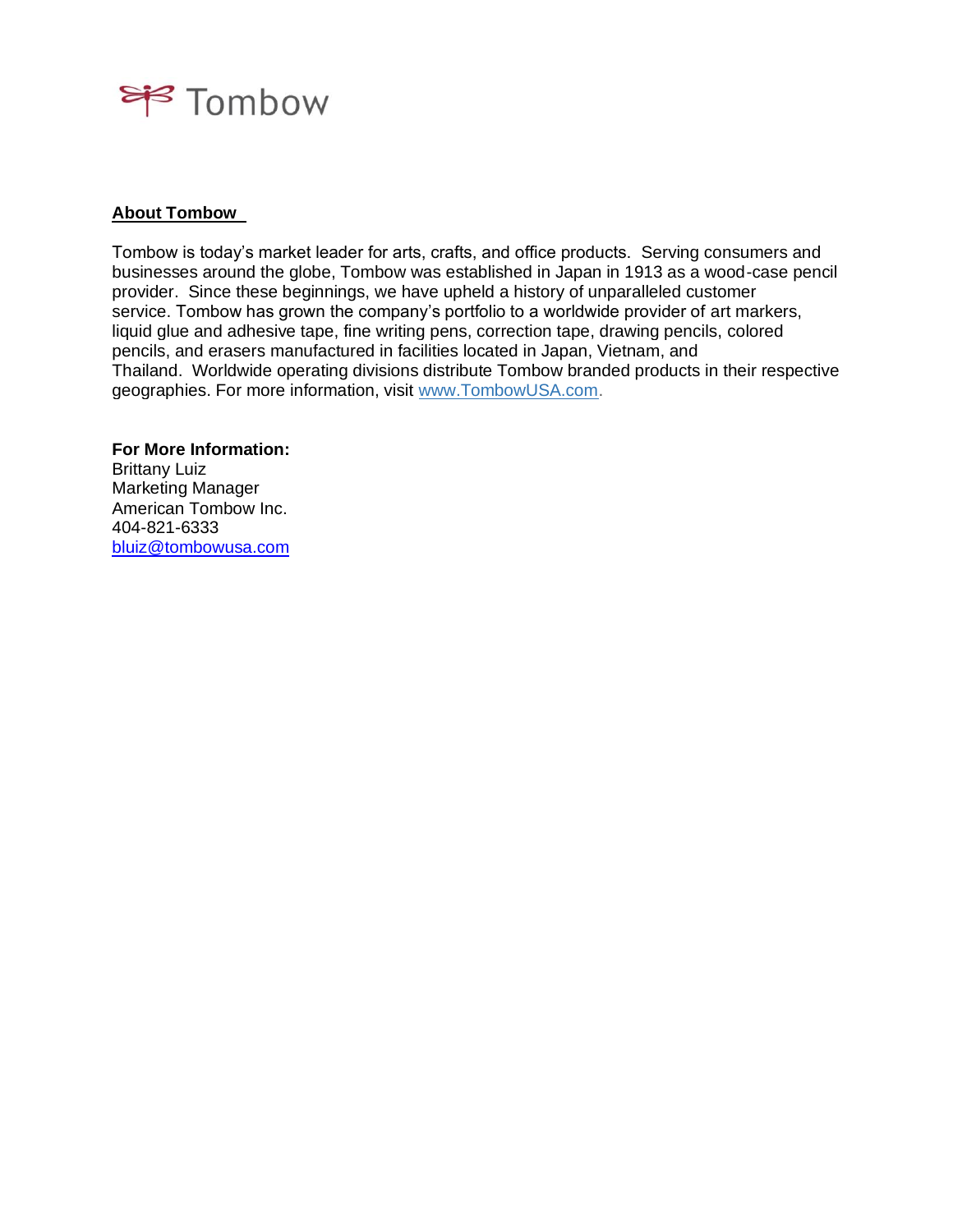Tombow

**About Tombow**

Tombow is today's market leader for arts, crafts, and office products. Serving consumers and businesses around the globe, Tombow was established in Japan in 1913 as a wood-case pencil provider. Since these beginnings, we have upheld a history of unparalleled customer service. Tombow has grown the company's portfolio to a worldwide provider of art markers, liquid glue and adhesive tape, fine writing pens, correction tape, drawing pencils, colored pencils, and erasers manufactured in facilities located in Japan, Vietnam, and Thailand. Worldwide operating divisions distribute Tombow branded products in their respective geographies. For more information, visit www.TombowUSA.com.

**For More Information:**
Brittany Luiz
Marketing Manager
American Tombow Inc.
404-821-6333
bluiz@tombowusa.com